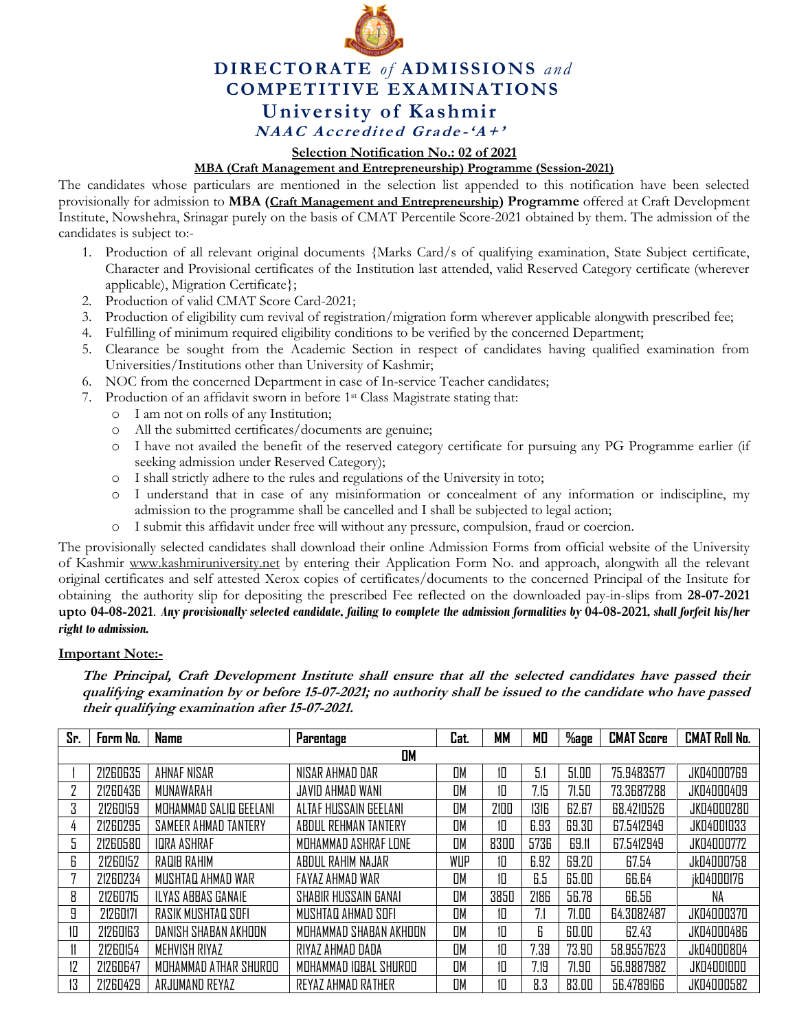# DIRECTORATE *of* ADMISSIONS *and* COMPETITIVE EXAMINATIONS

## University of Kashmir

***NAAC Accredited Grade-'A+'***

**Selection Notification No.: 02 of 2021**

**MBA (Craft Management and Entrepreneurship) Programme (Session-2021)**

The candidates whose particulars are mentioned in the selection list appended to this notification have been selected provisionally for admission to **MBA (Craft Management and Entrepreneurship) Programme** offered at Craft Development Institute, Nowshehra, Srinagar purely on the basis of CMAT Percentile Score-2021 obtained by them. The admission of the candidates is subject to:-

1. Production of all relevant original documents {Marks Card/s of qualifying examination, State Subject certificate, Character and Provisional certificates of the Institution last attended, valid Reserved Category certificate (wherever applicable), Migration Certificate};
2. Production of valid CMAT Score Card-2021;
3. Production of eligibility cum revival of registration/migration form wherever applicable alongwith prescribed fee;
4. Fulfilling of minimum required eligibility conditions to be verified by the concerned Department;
5. Clearance be sought from the Academic Section in respect of candidates having qualified examination from Universities/Institutions other than University of Kashmir;
6. NOC from the concerned Department in case of In-service Teacher candidates;
7. Production of an affidavit sworn in before 1st Class Magistrate stating that:
   - I am not on rolls of any Institution;
   - All the submitted certificates/documents are genuine;
   - I have not availed the benefit of the reserved category certificate for pursuing any PG Programme earlier (if seeking admission under Reserved Category);
   - I shall strictly adhere to the rules and regulations of the University in toto;
   - I understand that in case of any misinformation or concealment of any information or indiscipline, my admission to the programme shall be cancelled and I shall be subjected to legal action;
   - I submit this affidavit under free will without any pressure, compulsion, fraud or coercion.

The provisionally selected candidates shall download their online Admission Forms from official website of the University of Kashmir www.kashmiruniversity.net by entering their Application Form No. and approach, alongwith all the relevant original certificates and self attested Xerox copies of certificates/documents to the concerned Principal of the Insitute for obtaining the authority slip for depositing the prescribed Fee reflected on the downloaded pay-in-slips from **28-07-2021 upto 04-08-2021**. ***Any provisionally selected candidate, failing to complete the admission formalities by 04-08-2021, shall forfeit his/her right to admission.***

**Important Note:-**

***The Principal, Craft Development Institute shall ensure that all the selected candidates have passed their qualifying examination by or before 15-07-2021; no authority shall be issued to the candidate who have passed their qualifying examination after 15-07-2021.***

| Sr. | Form No. | Name | Parentage | Cat. | MM | MO | %age | CMAT Score | CMAT Roll No. |
|---|---|---|---|---|---|---|---|---|---|
| | | | | **OM** | | | | | |
| 1 | 21260635 | AHNAF NISAR | NISAR AHMAD DAR | OM | 10 | 5.1 | 51.00 | 75.9483577 | JK04000769 |
| 2 | 21260436 | MUNAWARAH | JAVID AHMAD WANI | OM | 10 | 7.15 | 71.50 | 73.3687288 | JK04000409 |
| 3 | 21260159 | MOHAMMAD SALIQ GEELANI | ALTAF HUSSAIN GEELANI | OM | 2100 | 1316 | 62.67 | 68.4210526 | JK04000280 |
| 4 | 21260295 | SAMEER AHMAD TANTERY | ABDUL REHMAN TANTERY | OM | 10 | 6.93 | 69.30 | 67.5412949 | JK04001033 |
| 5 | 21260580 | IQRA ASHRAF | MOHAMMAD ASHRAF LONE | OM | 8300 | 5736 | 69.11 | 67.5412949 | JK04000772 |
| 6 | 21260152 | RAQIB RAHIM | ABDUL RAHIM NAJAR | WUP | 10 | 6.92 | 69.20 | 67.54 | Jk04000758 |
| 7 | 21260234 | MUSHTAQ AHMAD WAR | FAYAZ AHMAD WAR | OM | 10 | 6.5 | 65.00 | 66.64 | jk04000176 |
| 8 | 21260715 | ILYAS ABBAS GANAIE | SHABIR HUSSAIN GANAI | OM | 3850 | 2186 | 56.78 | 66.56 | NA |
| 9 | 21260171 | RASIK MUSHTAQ SOFI | MUSHTAQ AHMAD SOFI | OM | 10 | 7.1 | 71.00 | 64.3082487 | JK04000370 |
| 10 | 21260163 | DANISH SHABAN AKHOON | MOHAMMAD SHABAN AKHOON | OM | 10 | 6 | 60.00 | 62.43 | JK04000486 |
| 11 | 21260154 | MEHVISH RIYAZ | RIYAZ AHMAD DADA | OM | 10 | 7.39 | 73.90 | 58.9557623 | Jk04000804 |
| 12 | 21260647 | MOHAMMAD ATHAR SHUROO | MOHAMMAD IQBAL SHUROO | OM | 10 | 7.19 | 71.90 | 56.9887982 | JK04001000 |
| 13 | 21260429 | ARJUMAND REYAZ | REYAZ AHMAD RATHER | OM | 10 | 8.3 | 83.00 | 56.4789166 | JK04000582 |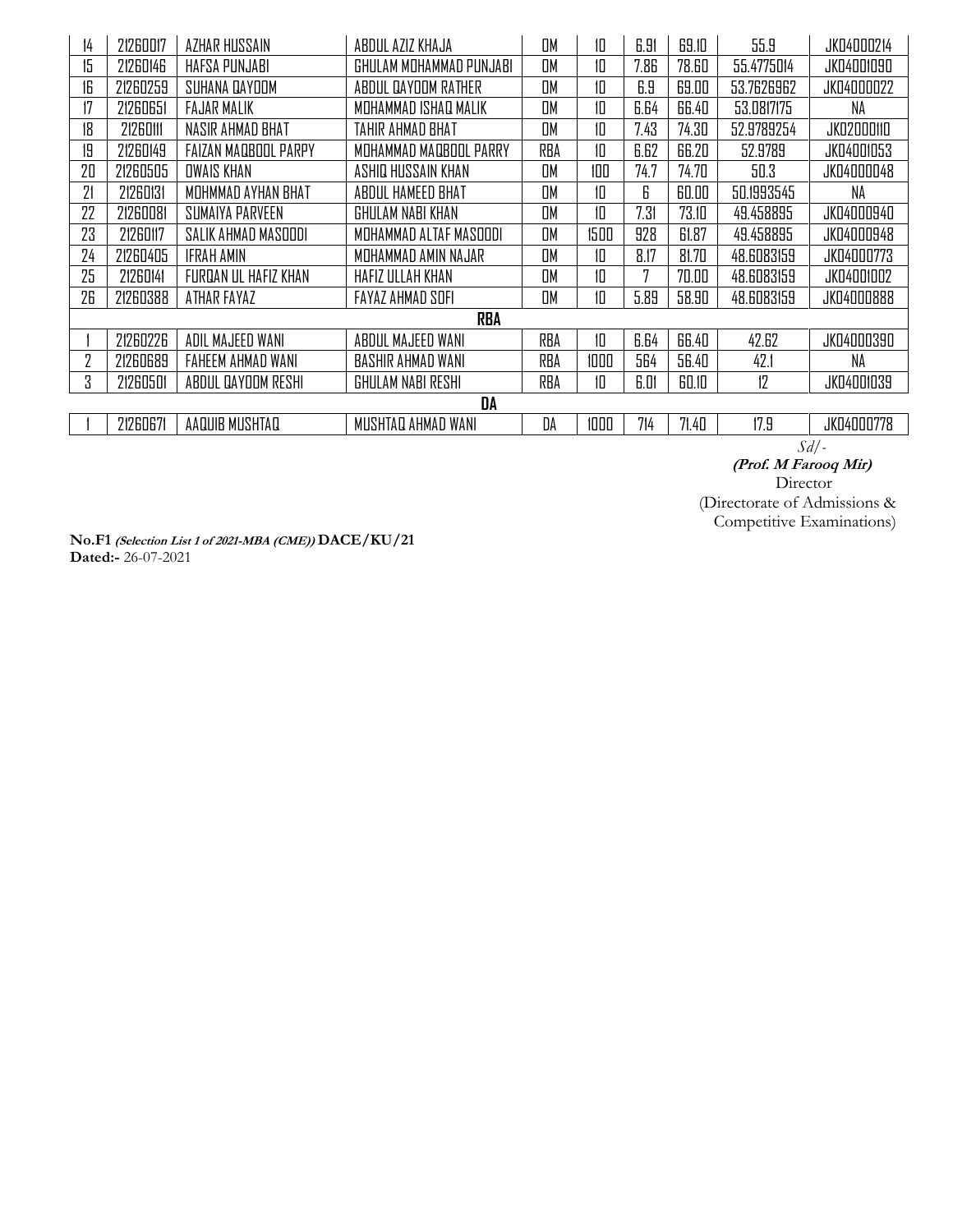| | | | | | | | | | |
|---|---|---|---|---|---|---|---|---|---|
| 14 | 21260017 | AZHAR HUSSAIN | ABDUL AZIZ KHAJA | OM | 10 | 6.91 | 69.10 | 55.9 | JK04000214 |
| 15 | 21260146 | HAFSA PUNJABI | GHULAM MOHAMMAD PUNJABI | OM | 10 | 7.86 | 78.60 | 55.4775014 | JK04001090 |
| 16 | 21260259 | SUHANA QAYOOM | ABDUL QAYOOM RATHER | OM | 10 | 6.9 | 69.00 | 53.7626962 | JK04000022 |
| 17 | 21260651 | FAJAR MALIK | MOHAMMAD ISHAQ MALIK | OM | 10 | 6.64 | 66.40 | 53.0817175 | NA |
| 18 | 21260111 | NASIR AHMAD BHAT | TAHIR AHMAD BHAT | OM | 10 | 7.43 | 74.30 | 52.9789254 | JK02000110 |
| 19 | 21260149 | FAIZAN MAQBOOL PARPY | MOHAMMAD MAQBOOL PARRY | RBA | 10 | 6.62 | 66.20 | 52.9789 | JK04001053 |
| 20 | 21260505 | OWAIS KHAN | ASHIQ HUSSAIN KHAN | OM | 100 | 74.7 | 74.70 | 50.3 | JK04000048 |
| 21 | 21260131 | MOHMMAD AYHAN BHAT | ABDUL HAMEED BHAT | OM | 10 | 6 | 60.00 | 50.1993545 | NA |
| 22 | 21260081 | SUMAIYA PARVEEN | GHULAM NABI KHAN | OM | 10 | 7.31 | 73.10 | 49.458895 | JK04000940 |
| 23 | 21260117 | SALIK AHMAD MASOODI | MOHAMMAD ALTAF MASOODI | OM | 1500 | 928 | 61.87 | 49.458895 | JK04000948 |
| 24 | 21260405 | IFRAH AMIN | MOHAMMAD AMIN NAJAR | OM | 10 | 8.17 | 81.70 | 48.6083159 | JK04000773 |
| 25 | 21260141 | FURQAN UL HAFIZ KHAN | HAFIZ ULLAH KHAN | OM | 10 | 7 | 70.00 | 48.6083159 | JK04001002 |
| 26 | 21260388 | ATHAR FAYAZ | FAYAZ AHMAD SOFI | OM | 10 | 5.89 | 58.90 | 48.6083159 | JK04000888 |
| **RBA** | | | | | | | | | |
| 1 | 21260226 | ADIL MAJEED WANI | ABDUL MAJEED WANI | RBA | 10 | 6.64 | 66.40 | 42.62 | JK04000390 |
| 2 | 21260689 | FAHEEM AHMAD WANI | BASHIR AHMAD WANI | RBA | 1000 | 564 | 56.40 | 42.1 | NA |
| 3 | 21260501 | ABDUL QAYOOM RESHI | GHULAM NABI RESHI | RBA | 10 | 6.01 | 60.10 | 12 | JK04001039 |
| **DA** | | | | | | | | | |
| 1 | 21260671 | AAQUIB MUSHTAQ | MUSHTAQ AHMAD WANI | DA | 1000 | 714 | 71.40 | 17.9 | JK04000778 |

*Sd/-*
***(Prof. M Farooq Mir)***
Director
(Directorate of Admissions & Competitive Examinations)

**No.F1 *(Selection List 1 of 2021-MBA (CME))* DACE/KU/21**
**Dated:-** 26-07-2021